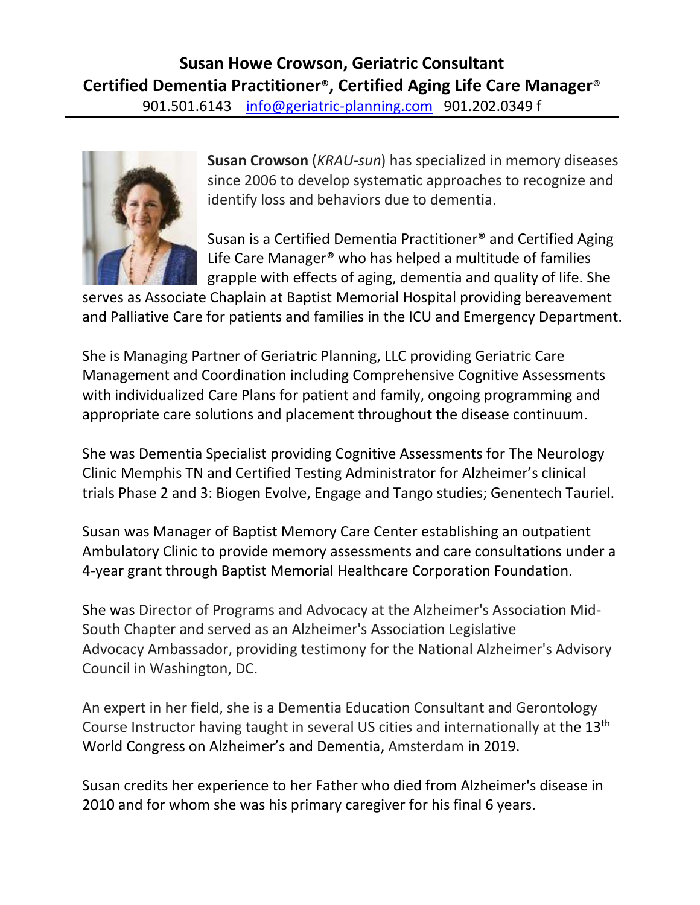# Susan Howe Crowson, Geriatric Consultant

## Certified Dementia Practitioner®, Certified Aging Life Care Manager®

901.501.6143 info@geriatric-planning.com 901.202.0349 f

---

**Susan Crowson** (*KRAU-sun*) has specialized in memory diseases since 2006 to develop systematic approaches to recognize and identify loss and behaviors due to dementia.

Susan is a Certified Dementia Practitioner® and Certified Aging Life Care Manager® who has helped a multitude of families grapple with effects of aging, dementia and quality of life. She serves as Associate Chaplain at Baptist Memorial Hospital providing bereavement and Palliative Care for patients and families in the ICU and Emergency Department.

She is Managing Partner of Geriatric Planning, LLC providing Geriatric Care Management and Coordination including Comprehensive Cognitive Assessments with individualized Care Plans for patient and family, ongoing programming and appropriate care solutions and placement throughout the disease continuum.

She was Dementia Specialist providing Cognitive Assessments for The Neurology Clinic Memphis TN and Certified Testing Administrator for Alzheimer's clinical trials Phase 2 and 3: Biogen Evolve, Engage and Tango studies; Genentech Tauriel.

Susan was Manager of Baptist Memory Care Center establishing an outpatient Ambulatory Clinic to provide memory assessments and care consultations under a 4-year grant through Baptist Memorial Healthcare Corporation Foundation.

She was Director of Programs and Advocacy at the Alzheimer's Association Mid-South Chapter and served as an Alzheimer's Association Legislative Advocacy Ambassador, providing testimony for the National Alzheimer's Advisory Council in Washington, DC.

An expert in her field, she is a Dementia Education Consultant and Gerontology Course Instructor having taught in several US cities and internationally at the 13th World Congress on Alzheimer's and Dementia, Amsterdam in 2019.

Susan credits her experience to her Father who died from Alzheimer's disease in 2010 and for whom she was his primary caregiver for his final 6 years.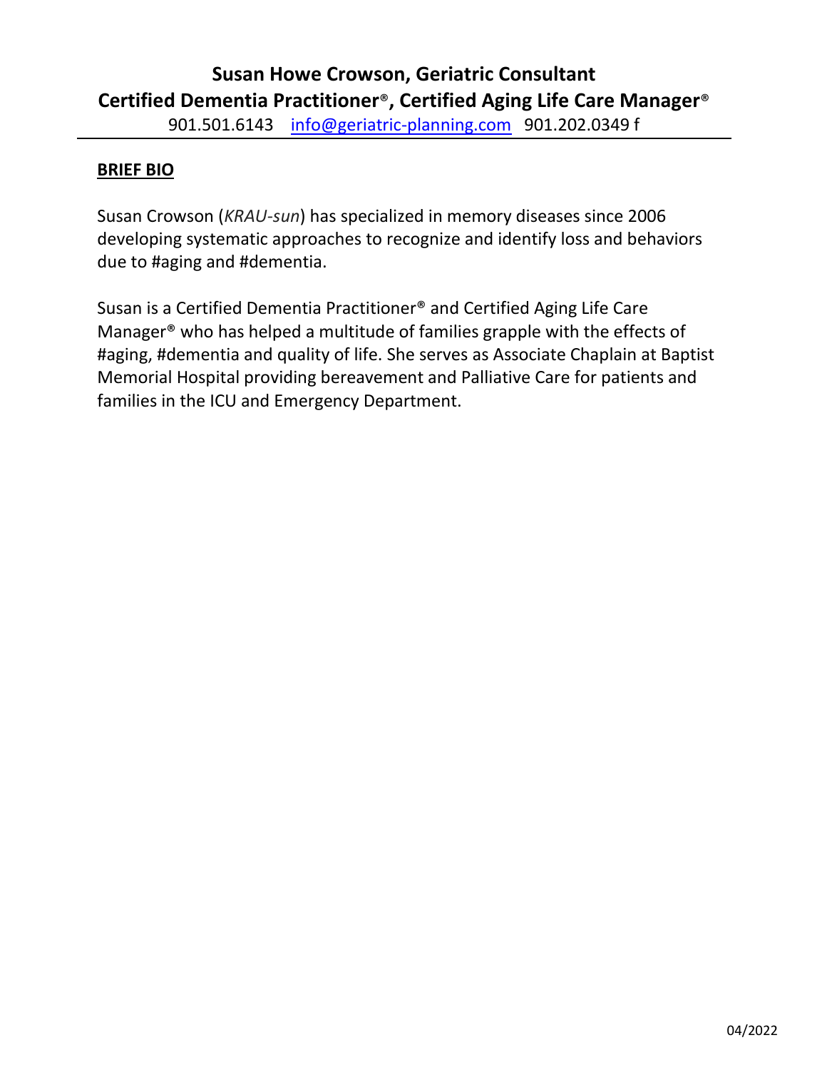# Susan Howe Crowson, Geriatric Consultant

## Certified Dementia Practitioner®, Certified Aging Life Care Manager®

901.501.6143 info@geriatric-planning.com 901.202.0349 f

---

**BRIEF BIO**

Susan Crowson (*KRAU-sun*) has specialized in memory diseases since 2006 developing systematic approaches to recognize and identify loss and behaviors due to #aging and #dementia.

Susan is a Certified Dementia Practitioner® and Certified Aging Life Care Manager® who has helped a multitude of families grapple with the effects of #aging, #dementia and quality of life. She serves as Associate Chaplain at Baptist Memorial Hospital providing bereavement and Palliative Care for patients and families in the ICU and Emergency Department.

04/2022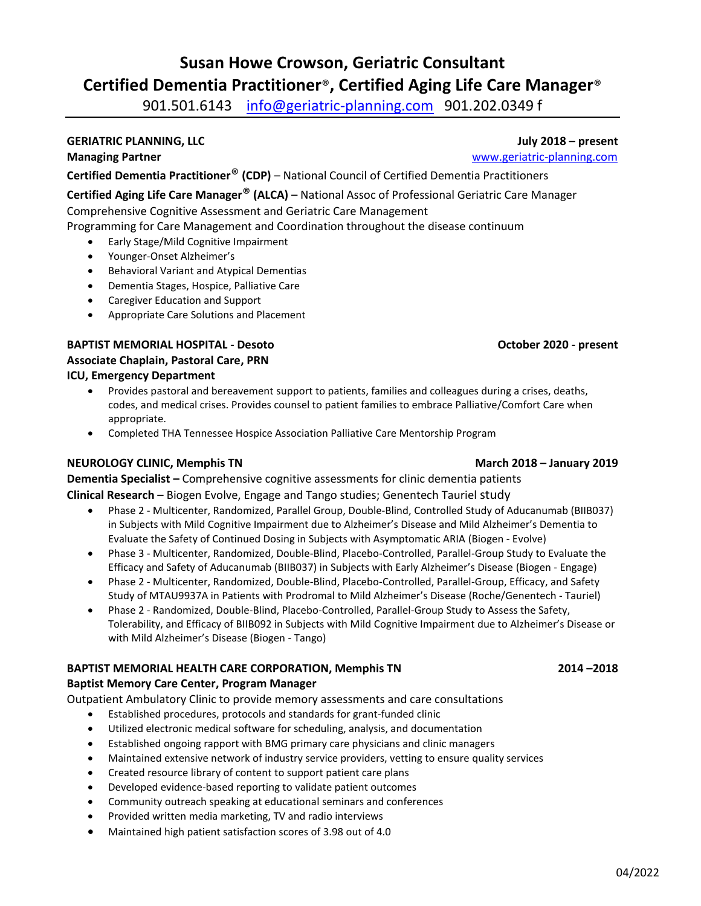# Susan Howe Crowson, Geriatric Consultant

## Certified Dementia Practitioner®, Certified Aging Life Care Manager®

901.501.6143 info@geriatric-planning.com 901.202.0349 f

---

**GERIATRIC PLANNING, LLC** **July 2018 – present**

**Managing Partner** www.geriatric-planning.com

**Certified Dementia Practitioner® (CDP)** – National Council of Certified Dementia Practitioners

**Certified Aging Life Care Manager® (ALCA)** – National Assoc of Professional Geriatric Care Manager

Comprehensive Cognitive Assessment and Geriatric Care Management

Programming for Care Management and Coordination throughout the disease continuum

- Early Stage/Mild Cognitive Impairment
- Younger-Onset Alzheimer's
- Behavioral Variant and Atypical Dementias
- Dementia Stages, Hospice, Palliative Care
- Caregiver Education and Support
- Appropriate Care Solutions and Placement

**BAPTIST MEMORIAL HOSPITAL - Desoto** **October 2020 - present**

**Associate Chaplain, Pastoral Care, PRN**

**ICU, Emergency Department**

- Provides pastoral and bereavement support to patients, families and colleagues during a crises, deaths, codes, and medical crises. Provides counsel to patient families to embrace Palliative/Comfort Care when appropriate.
- Completed THA Tennessee Hospice Association Palliative Care Mentorship Program

**NEUROLOGY CLINIC, Memphis TN** **March 2018 – January 2019**

**Dementia Specialist –** Comprehensive cognitive assessments for clinic dementia patients

**Clinical Research** – Biogen Evolve, Engage and Tango studies; Genentech Tauriel study

- Phase 2 - Multicenter, Randomized, Parallel Group, Double-Blind, Controlled Study of Aducanumab (BIIB037) in Subjects with Mild Cognitive Impairment due to Alzheimer's Disease and Mild Alzheimer's Dementia to Evaluate the Safety of Continued Dosing in Subjects with Asymptomatic ARIA (Biogen - Evolve)
- Phase 3 - Multicenter, Randomized, Double-Blind, Placebo-Controlled, Parallel-Group Study to Evaluate the Efficacy and Safety of Aducanumab (BIIB037) in Subjects with Early Alzheimer's Disease (Biogen - Engage)
- Phase 2 - Multicenter, Randomized, Double-Blind, Placebo-Controlled, Parallel-Group, Efficacy, and Safety Study of MTAU9937A in Patients with Prodromal to Mild Alzheimer's Disease (Roche/Genentech - Tauriel)
- Phase 2 - Randomized, Double-Blind, Placebo-Controlled, Parallel-Group Study to Assess the Safety, Tolerability, and Efficacy of BIIB092 in Subjects with Mild Cognitive Impairment due to Alzheimer's Disease or with Mild Alzheimer's Disease (Biogen - Tango)

**BAPTIST MEMORIAL HEALTH CARE CORPORATION, Memphis TN** **2014 –2018**

**Baptist Memory Care Center, Program Manager**

Outpatient Ambulatory Clinic to provide memory assessments and care consultations

- Established procedures, protocols and standards for grant-funded clinic
- Utilized electronic medical software for scheduling, analysis, and documentation
- Established ongoing rapport with BMG primary care physicians and clinic managers
- Maintained extensive network of industry service providers, vetting to ensure quality services
- Created resource library of content to support patient care plans
- Developed evidence-based reporting to validate patient outcomes
- Community outreach speaking at educational seminars and conferences
- Provided written media marketing, TV and radio interviews
- Maintained high patient satisfaction scores of 3.98 out of 4.0

04/2022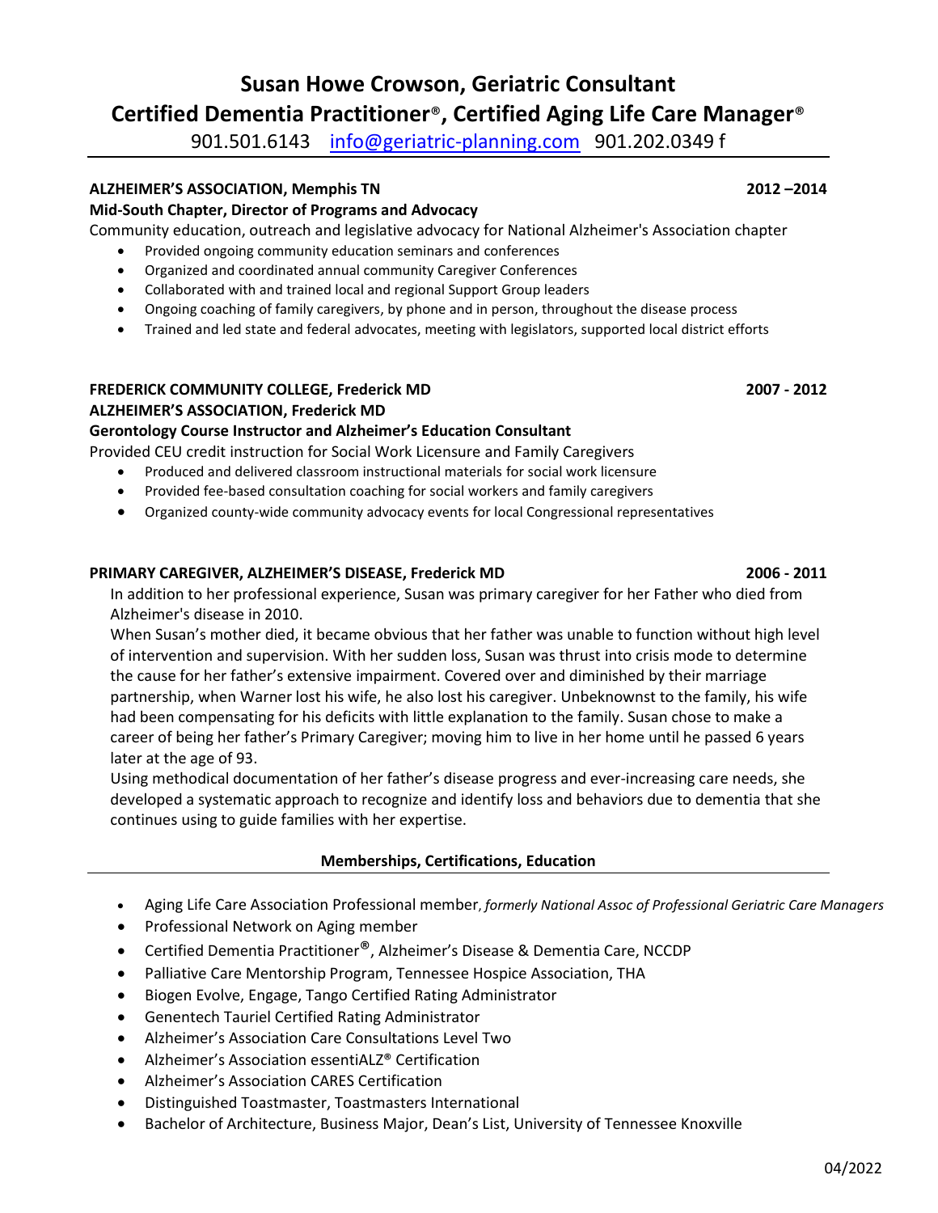# Susan Howe Crowson, Geriatric Consultant

## Certified Dementia Practitioner®, Certified Aging Life Care Manager®

901.501.6143 [info@geriatric-planning.com](mailto:info@geriatric-planning.com) 901.202.0349 f

---

**ALZHEIMER'S ASSOCIATION, Memphis TN** **2012 –2014**

**Mid-South Chapter, Director of Programs and Advocacy**

Community education, outreach and legislative advocacy for National Alzheimer's Association chapter

- Provided ongoing community education seminars and conferences
- Organized and coordinated annual community Caregiver Conferences
- Collaborated with and trained local and regional Support Group leaders
- Ongoing coaching of family caregivers, by phone and in person, throughout the disease process
- Trained and led state and federal advocates, meeting with legislators, supported local district efforts

**FREDERICK COMMUNITY COLLEGE, Frederick MD** **2007 - 2012**

**ALZHEIMER'S ASSOCIATION, Frederick MD**

**Gerontology Course Instructor and Alzheimer's Education Consultant**

Provided CEU credit instruction for Social Work Licensure and Family Caregivers

- Produced and delivered classroom instructional materials for social work licensure
- Provided fee-based consultation coaching for social workers and family caregivers
- Organized county-wide community advocacy events for local Congressional representatives

**PRIMARY CAREGIVER, ALZHEIMER'S DISEASE, Frederick MD** **2006 - 2011**

In addition to her professional experience, Susan was primary caregiver for her Father who died from Alzheimer's disease in 2010.

When Susan's mother died, it became obvious that her father was unable to function without high level of intervention and supervision. With her sudden loss, Susan was thrust into crisis mode to determine the cause for her father's extensive impairment. Covered over and diminished by their marriage partnership, when Warner lost his wife, he also lost his caregiver. Unbeknownst to the family, his wife had been compensating for his deficits with little explanation to the family. Susan chose to make a career of being her father's Primary Caregiver; moving him to live in her home until he passed 6 years later at the age of 93.

Using methodical documentation of her father's disease progress and ever-increasing care needs, she developed a systematic approach to recognize and identify loss and behaviors due to dementia that she continues using to guide families with her expertise.

### Memberships, Certifications, Education

- Aging Life Care Association Professional member, *formerly National Assoc of Professional Geriatric Care Managers*
- Professional Network on Aging member
- Certified Dementia Practitioner®, Alzheimer's Disease & Dementia Care, NCCDP
- Palliative Care Mentorship Program, Tennessee Hospice Association, THA
- Biogen Evolve, Engage, Tango Certified Rating Administrator
- Genentech Tauriel Certified Rating Administrator
- Alzheimer's Association Care Consultations Level Two
- Alzheimer's Association essentiALZ® Certification
- Alzheimer's Association CARES Certification
- Distinguished Toastmaster, Toastmasters International
- Bachelor of Architecture, Business Major, Dean's List, University of Tennessee Knoxville

04/2022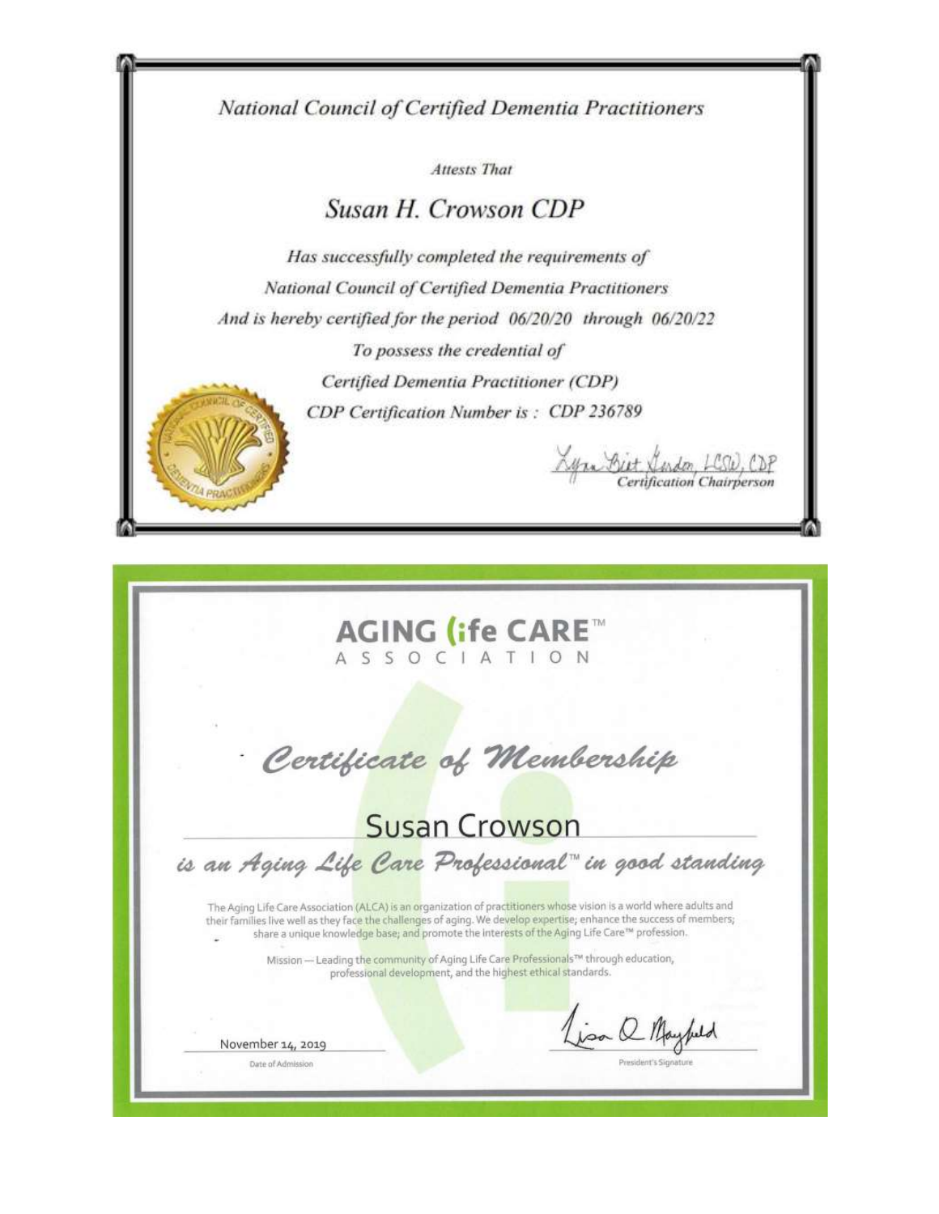*National Council of Certified Dementia Practitioners*

*Attests That*

## *Susan H. Crowson CDP*

*Has successfully completed the requirements of*

*National Council of Certified Dementia Practitioners*

*And is hereby certified for the period 06/20/20 through 06/20/22*

*To possess the credential of*

*Certified Dementia Practitioner (CDP)*

*CDP Certification Number is : CDP 236789*

Lynn Bitt Hardon, LCSW, CDP
*Certification Chairperson*

---

# AGING (ife CARE™ ASSOCIATION

## *Certificate of Membership*

## Susan Crowson

*is an Aging Life Care Professional™ in good standing*

The Aging Life Care Association (ALCA) is an organization of practitioners whose vision is a world where adults and their families live well as they face the challenges of aging. We develop expertise; enhance the success of members; share a unique knowledge base; and promote the interests of the Aging Life Care™ profession.

Mission — Leading the community of Aging Life Care Professionals™ through education, professional development, and the highest ethical standards.

November 14, 2019
Date of Admission

Lisa Q Mayfield
President's Signature